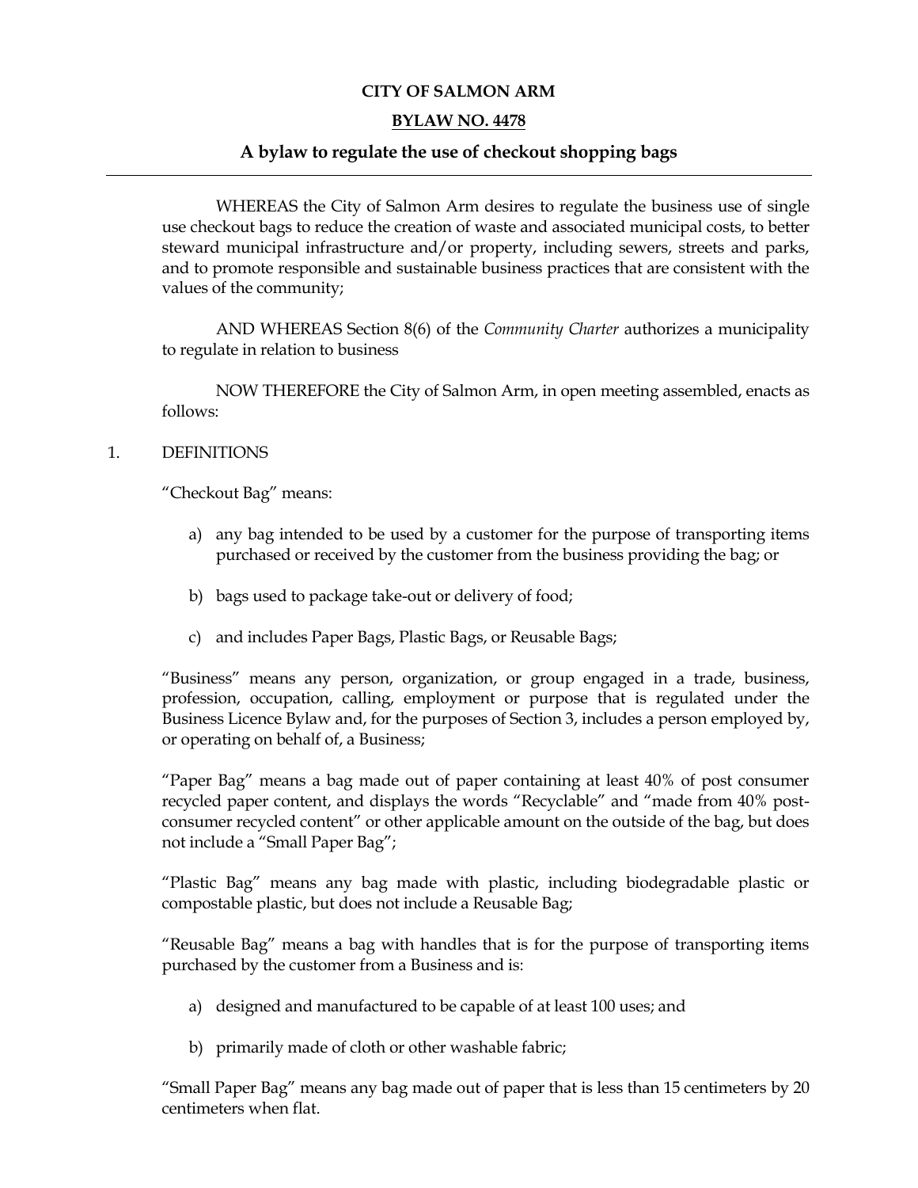**CITY OF SALMON ARM**

**BYLAW NO. 4478**

**A bylaw to regulate the use of checkout shopping bags**

---

WHEREAS the City of Salmon Arm desires to regulate the business use of single use checkout bags to reduce the creation of waste and associated municipal costs, to better steward municipal infrastructure and/or property, including sewers, streets and parks, and to promote responsible and sustainable business practices that are consistent with the values of the community;

AND WHEREAS Section 8(6) of the *Community Charter* authorizes a municipality to regulate in relation to business

NOW THEREFORE the City of Salmon Arm, in open meeting assembled, enacts as follows:

1. DEFINITIONS

"Checkout Bag" means:

a) any bag intended to be used by a customer for the purpose of transporting items purchased or received by the customer from the business providing the bag; or

b) bags used to package take-out or delivery of food;

c) and includes Paper Bags, Plastic Bags, or Reusable Bags;

"Business" means any person, organization, or group engaged in a trade, business, profession, occupation, calling, employment or purpose that is regulated under the Business Licence Bylaw and, for the purposes of Section 3, includes a person employed by, or operating on behalf of, a Business;

"Paper Bag" means a bag made out of paper containing at least 40% of post consumer recycled paper content, and displays the words "Recyclable" and "made from 40% post-consumer recycled content" or other applicable amount on the outside of the bag, but does not include a "Small Paper Bag";

"Plastic Bag" means any bag made with plastic, including biodegradable plastic or compostable plastic, but does not include a Reusable Bag;

"Reusable Bag" means a bag with handles that is for the purpose of transporting items purchased by the customer from a Business and is:

a) designed and manufactured to be capable of at least 100 uses; and

b) primarily made of cloth or other washable fabric;

"Small Paper Bag" means any bag made out of paper that is less than 15 centimeters by 20 centimeters when flat.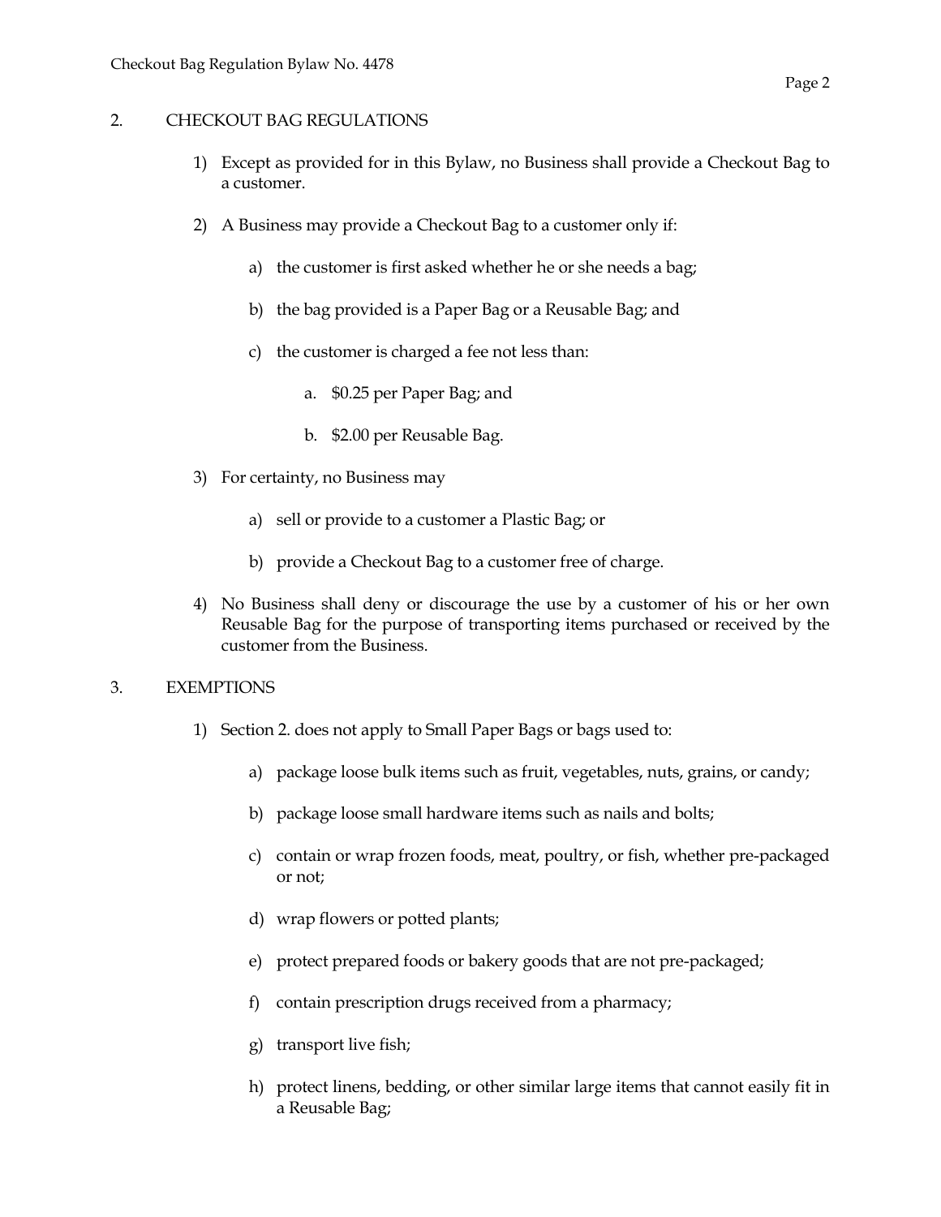## 2. CHECKOUT BAG REGULATIONS

1) Except as provided for in this Bylaw, no Business shall provide a Checkout Bag to a customer.

2) A Business may provide a Checkout Bag to a customer only if:

   a) the customer is first asked whether he or she needs a bag;

   b) the bag provided is a Paper Bag or a Reusable Bag; and

   c) the customer is charged a fee not less than:

      a. $0.25 per Paper Bag; and

      b. $2.00 per Reusable Bag.

3) For certainty, no Business may

   a) sell or provide to a customer a Plastic Bag; or

   b) provide a Checkout Bag to a customer free of charge.

4) No Business shall deny or discourage the use by a customer of his or her own Reusable Bag for the purpose of transporting items purchased or received by the customer from the Business.

## 3. EXEMPTIONS

1) Section 2. does not apply to Small Paper Bags or bags used to:

   a) package loose bulk items such as fruit, vegetables, nuts, grains, or candy;

   b) package loose small hardware items such as nails and bolts;

   c) contain or wrap frozen foods, meat, poultry, or fish, whether pre-packaged or not;

   d) wrap flowers or potted plants;

   e) protect prepared foods or bakery goods that are not pre-packaged;

   f) contain prescription drugs received from a pharmacy;

   g) transport live fish;

   h) protect linens, bedding, or other similar large items that cannot easily fit in a Reusable Bag;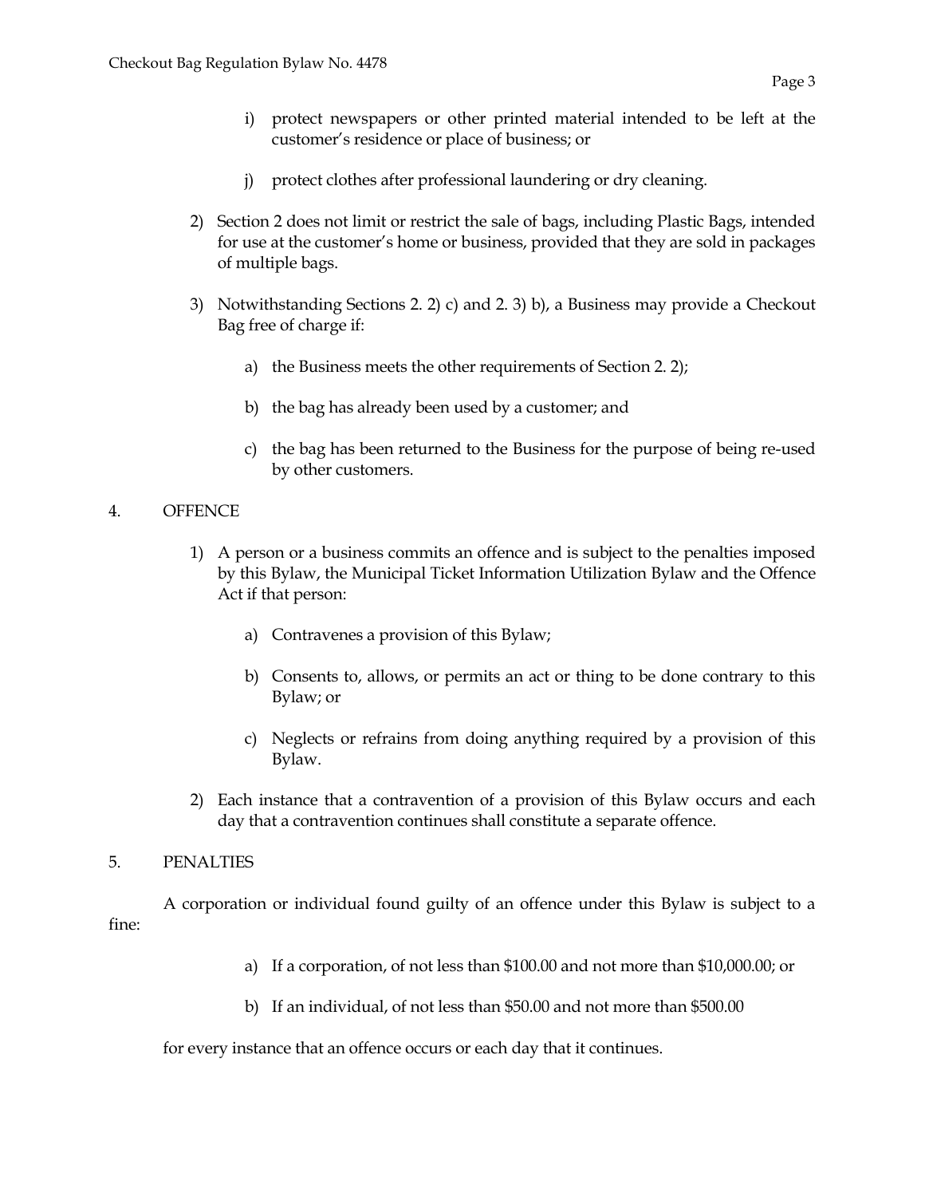i) protect newspapers or other printed material intended to be left at the customer's residence or place of business; or

j) protect clothes after professional laundering or dry cleaning.

2) Section 2 does not limit or restrict the sale of bags, including Plastic Bags, intended for use at the customer's home or business, provided that they are sold in packages of multiple bags.

3) Notwithstanding Sections 2. 2) c) and 2. 3) b), a Business may provide a Checkout Bag free of charge if:

a) the Business meets the other requirements of Section 2. 2);

b) the bag has already been used by a customer; and

c) the bag has been returned to the Business for the purpose of being re-used by other customers.

## 4. OFFENCE

1) A person or a business commits an offence and is subject to the penalties imposed by this Bylaw, the Municipal Ticket Information Utilization Bylaw and the Offence Act if that person:

a) Contravenes a provision of this Bylaw;

b) Consents to, allows, or permits an act or thing to be done contrary to this Bylaw; or

c) Neglects or refrains from doing anything required by a provision of this Bylaw.

2) Each instance that a contravention of a provision of this Bylaw occurs and each day that a contravention continues shall constitute a separate offence.

## 5. PENALTIES

A corporation or individual found guilty of an offence under this Bylaw is subject to a fine:

a) If a corporation, of not less than $100.00 and not more than $10,000.00; or

b) If an individual, of not less than $50.00 and not more than $500.00

for every instance that an offence occurs or each day that it continues.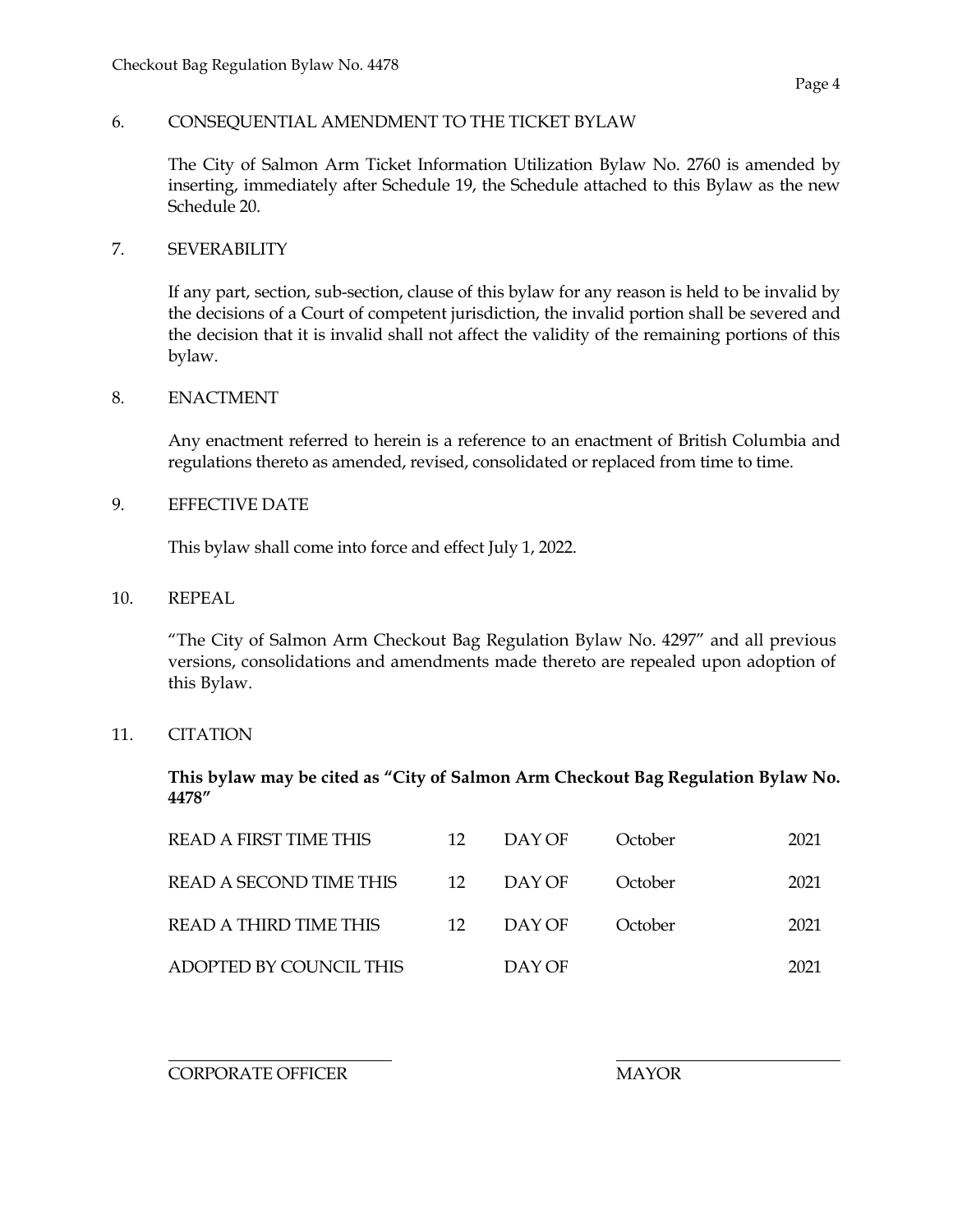## 6. CONSEQUENTIAL AMENDMENT TO THE TICKET BYLAW

The City of Salmon Arm Ticket Information Utilization Bylaw No. 2760 is amended by inserting, immediately after Schedule 19, the Schedule attached to this Bylaw as the new Schedule 20.

## 7. SEVERABILITY

If any part, section, sub-section, clause of this bylaw for any reason is held to be invalid by the decisions of a Court of competent jurisdiction, the invalid portion shall be severed and the decision that it is invalid shall not affect the validity of the remaining portions of this bylaw.

## 8. ENACTMENT

Any enactment referred to herein is a reference to an enactment of British Columbia and regulations thereto as amended, revised, consolidated or replaced from time to time.

## 9. EFFECTIVE DATE

This bylaw shall come into force and effect July 1, 2022.

## 10. REPEAL

"The City of Salmon Arm Checkout Bag Regulation Bylaw No. 4297" and all previous versions, consolidations and amendments made thereto are repealed upon adoption of this Bylaw.

## 11. CITATION

**This bylaw may be cited as "City of Salmon Arm Checkout Bag Regulation Bylaw No. 4478"**

| | | | | |
|---|---|---|---|---|
| READ A FIRST TIME THIS | 12 | DAY OF | October | 2021 |
| READ A SECOND TIME THIS | 12 | DAY OF | October | 2021 |
| READ A THIRD TIME THIS | 12 | DAY OF | October | 2021 |
| ADOPTED BY COUNCIL THIS | | DAY OF | | 2021 |

\_\_\_\_\_\_\_\_\_\_\_\_\_\_\_\_\_\_\_\_\_\_\_\_\_\_
CORPORATE OFFICER

\_\_\_\_\_\_\_\_\_\_\_\_\_\_\_\_\_\_\_\_\_\_\_\_\_\_
MAYOR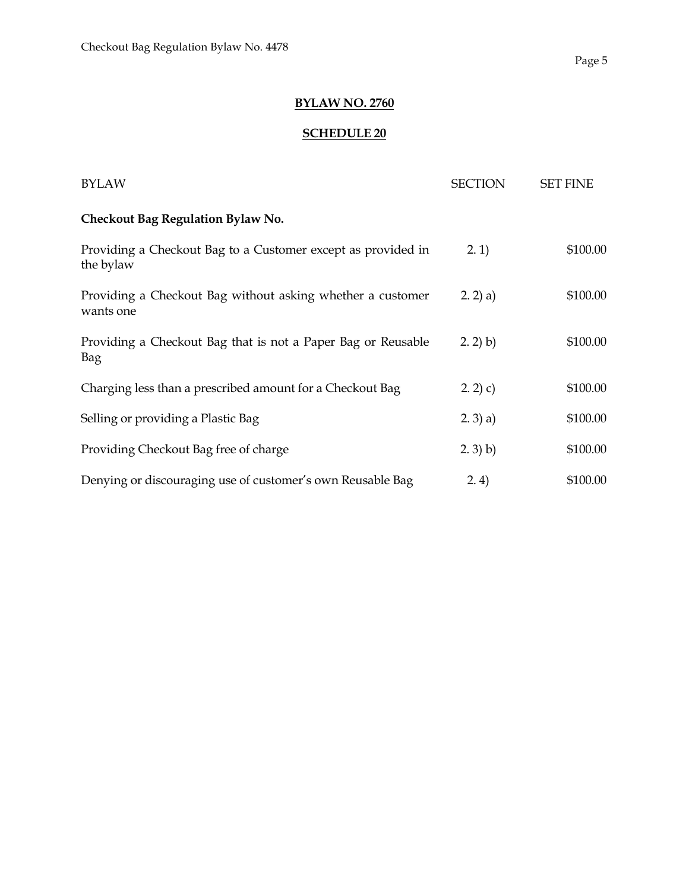**BYLAW NO. 2760**

**SCHEDULE 20**

| BYLAW | SECTION | SET FINE |
|---|---|---|
| **Checkout Bag Regulation Bylaw No.** | | |
| Providing a Checkout Bag to a Customer except as provided in the bylaw | 2. 1) | $100.00 |
| Providing a Checkout Bag without asking whether a customer wants one | 2. 2) a) | $100.00 |
| Providing a Checkout Bag that is not a Paper Bag or Reusable Bag | 2. 2) b) | $100.00 |
| Charging less than a prescribed amount for a Checkout Bag | 2. 2) c) | $100.00 |
| Selling or providing a Plastic Bag | 2. 3) a) | $100.00 |
| Providing Checkout Bag free of charge | 2. 3) b) | $100.00 |
| Denying or discouraging use of customer's own Reusable Bag | 2. 4) | $100.00 |